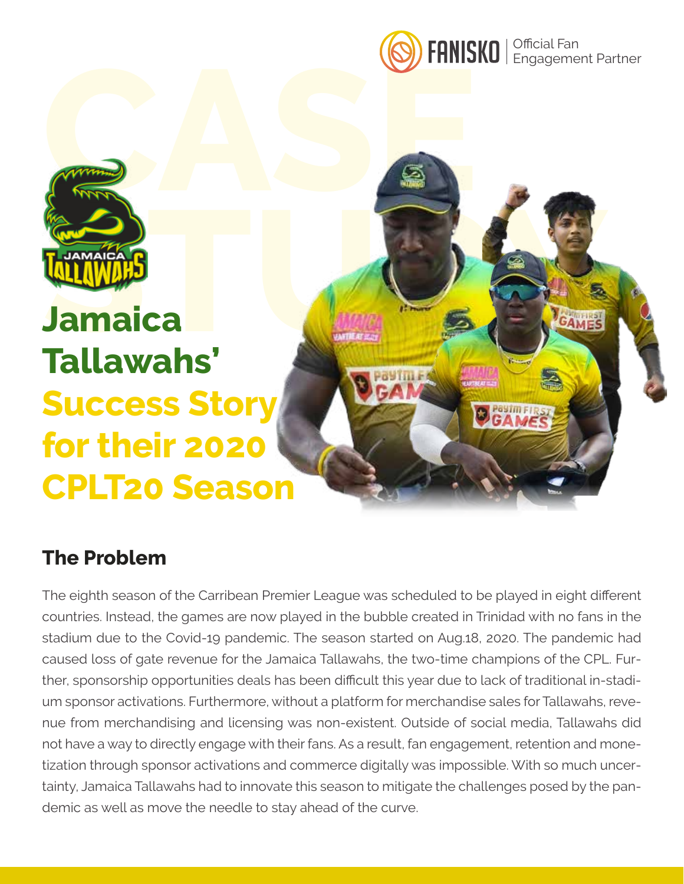FANISKO | Official Fan Engagement Partner

# Jamaica Tallawahs' Success Story for their 2020 CPLT20 Season

## The Problem

The eighth season of the Carribean Premier League was scheduled to be played in eight different countries. Instead, the games are now played in the bubble created in Trinidad with no fans in the stadium due to the Covid-19 pandemic. The season started on Aug.18, 2020. The pandemic had caused loss of gate revenue for the Jamaica Tallawahs, the two-time champions of the CPL. Further, sponsorship opportunities deals has been difficult this year due to lack of traditional in-stadium sponsor activations. Furthermore, without a platform for merchandise sales for Tallawahs, revenue from merchandising and licensing was non-existent. Outside of social media, Tallawahs did not have a way to directly engage with their fans. As a result, fan engagement, retention and monetization through sponsor activations and commerce digitally was impossible. With so much uncertainty, Jamaica Tallawahs had to innovate this season to mitigate the challenges posed by the pandemic as well as move the needle to stay ahead of the curve.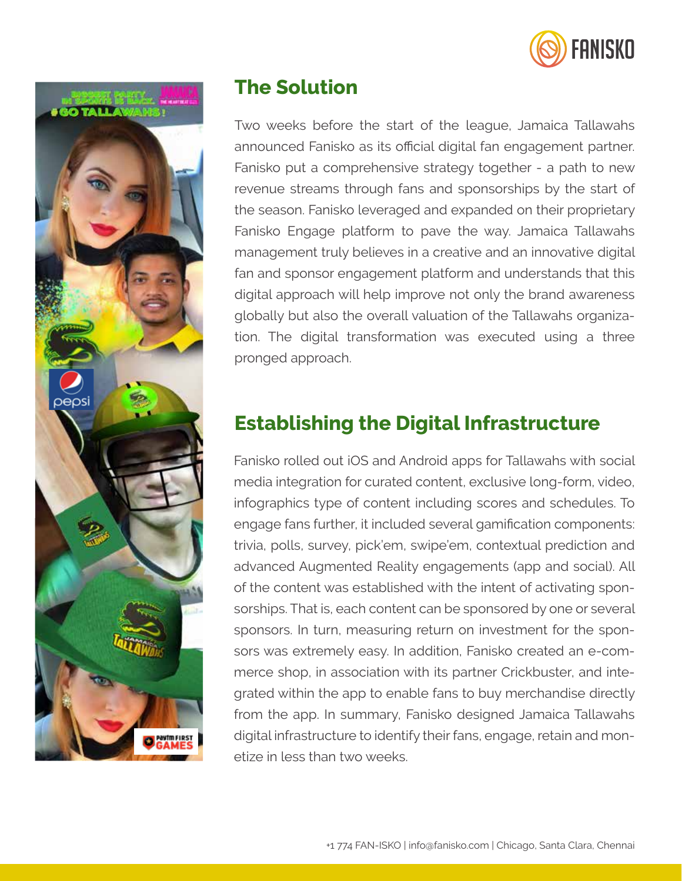## The Solution

Two weeks before the start of the league, Jamaica Tallawahs announced Fanisko as its official digital fan engagement partner. Fanisko put a comprehensive strategy together - a path to new revenue streams through fans and sponsorships by the start of the season. Fanisko leveraged and expanded on their proprietary Fanisko Engage platform to pave the way. Jamaica Tallawahs management truly believes in a creative and an innovative digital fan and sponsor engagement platform and understands that this digital approach will help improve not only the brand awareness globally but also the overall valuation of the Tallawahs organization. The digital transformation was executed using a three pronged approach.

## Establishing the Digital Infrastructure

Fanisko rolled out iOS and Android apps for Tallawahs with social media integration for curated content, exclusive long-form, video, infographics type of content including scores and schedules. To engage fans further, it included several gamification components: trivia, polls, survey, pick'em, swipe'em, contextual prediction and advanced Augmented Reality engagements (app and social). All of the content was established with the intent of activating sponsorships. That is, each content can be sponsored by one or several sponsors. In turn, measuring return on investment for the sponsors was extremely easy. In addition, Fanisko created an e-commerce shop, in association with its partner Crickbuster, and integrated within the app to enable fans to buy merchandise directly from the app. In summary, Fanisko designed Jamaica Tallawahs digital infrastructure to identify their fans, engage, retain and monetize in less than two weeks.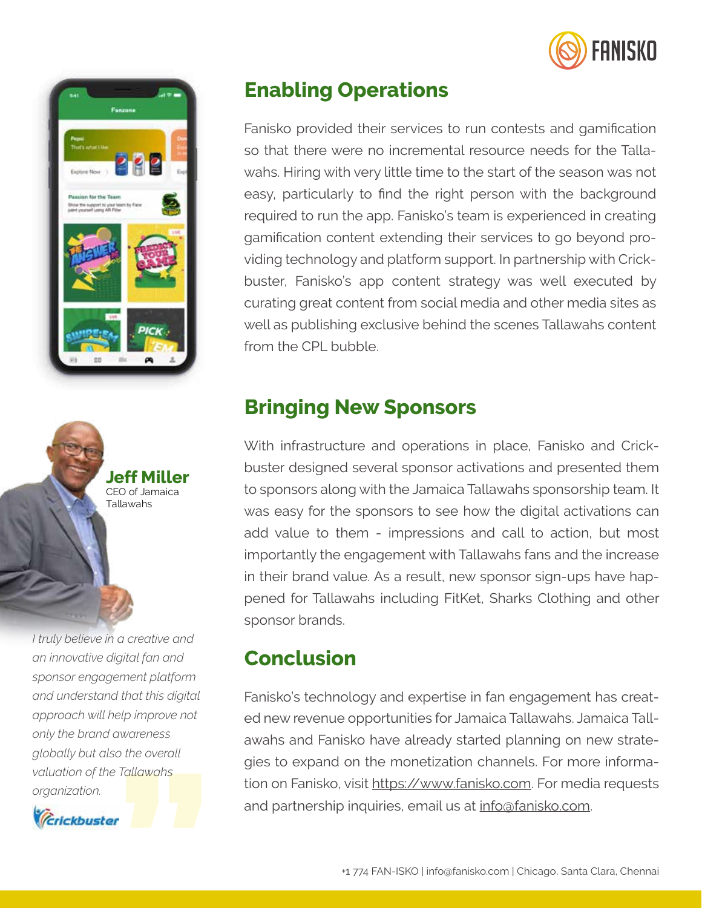## Enabling Operations

Fanisko provided their services to run contests and gamification so that there were no incremental resource needs for the Tallawahs. Hiring with very little time to the start of the season was not easy, particularly to find the right person with the background required to run the app. Fanisko's team is experienced in creating gamification content extending their services to go beyond providing technology and platform support. In partnership with Crickbuster, Fanisko's app content strategy was well executed by curating great content from social media and other media sites as well as publishing exclusive behind the scenes Tallawahs content from the CPL bubble.

## Bringing New Sponsors

With infrastructure and operations in place, Fanisko and Crickbuster designed several sponsor activations and presented them to sponsors along with the Jamaica Tallawahs sponsorship team. It was easy for the sponsors to see how the digital activations can add value to them - impressions and call to action, but most importantly the engagement with Tallawahs fans and the increase in their brand value. As a result, new sponsor sign-ups have happened for Tallawahs including FitKet, Sharks Clothing and other sponsor brands.

## Conclusion

Fanisko's technology and expertise in fan engagement has created new revenue opportunities for Jamaica Tallawahs. Jamaica Tallawahs and Fanisko have already started planning on new strategies to expand on the monetization channels. For more information on Fanisko, visit https://www.fanisko.com. For media requests and partnership inquiries, email us at info@fanisko.com.

**Jeff Miller**
CEO of Jamaica Tallawahs

*I truly believe in a creative and an innovative digital fan and sponsor engagement platform and understand that this digital approach will help improve not only the brand awareness globally but also the overall valuation of the Tallawahs organization.*

+1 774 FAN-ISKO | info@fanisko.com | Chicago, Santa Clara, Chennai